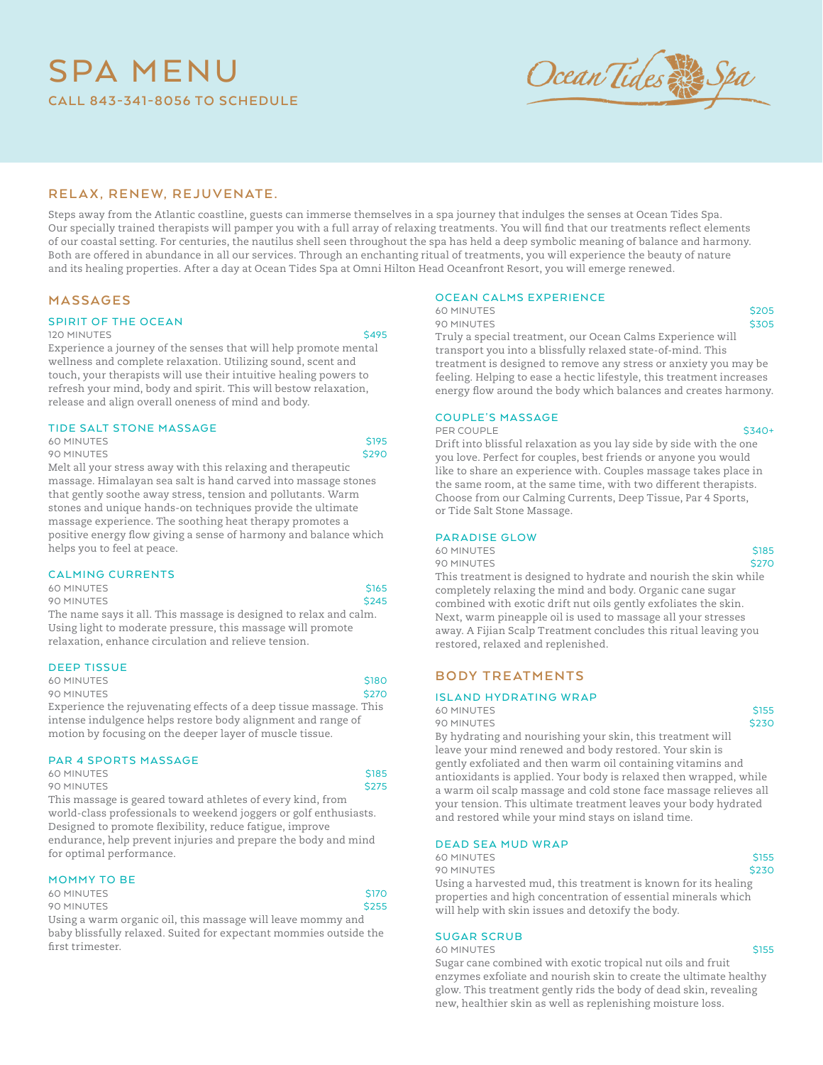# SPA MENU

CALL 843-341-8056 TO SCHEDULE

Ocean Tides Spa

## RELAX, RENEW, REJUVENATE.

Steps away from the Atlantic coastline, guests can immerse themselves in a spa journey that indulges the senses at Ocean Tides Spa. Our specially trained therapists will pamper you with a full array of relaxing treatments. You will find that our treatments reflect elements of our coastal setting. For centuries, the nautilus shell seen throughout the spa has held a deep symbolic meaning of balance and harmony. Both are offered in abundance in all our services. Through an enchanting ritual of treatments, you will experience the beauty of nature and its healing properties. After a day at Ocean Tides Spa at Omni Hilton Head Oceanfront Resort, you will emerge renewed.

## MASSAGES

### SPIRIT OF THE OCEAN

120 MINUTES $495

Experience a journey of the senses that will help promote mental wellness and complete relaxation. Utilizing sound, scent and touch, your therapists will use their intuitive healing powers to refresh your mind, body and spirit. This will bestow relaxation, release and align overall oneness of mind and body.

### TIDE SALT STONE MASSAGE

60 MINUTES $195
90 MINUTES $290

Melt all your stress away with this relaxing and therapeutic massage. Himalayan sea salt is hand carved into massage stones that gently soothe away stress, tension and pollutants. Warm stones and unique hands-on techniques provide the ultimate massage experience. The soothing heat therapy promotes a positive energy flow giving a sense of harmony and balance which helps you to feel at peace.

### CALMING CURRENTS

60 MINUTES $165
90 MINUTES $245

The name says it all. This massage is designed to relax and calm. Using light to moderate pressure, this massage will promote relaxation, enhance circulation and relieve tension.

### DEEP TISSUE

60 MINUTES $180
90 MINUTES $270

Experience the rejuvenating effects of a deep tissue massage. This intense indulgence helps restore body alignment and range of motion by focusing on the deeper layer of muscle tissue.

### PAR 4 SPORTS MASSAGE

60 MINUTES $185
90 MINUTES $275

This massage is geared toward athletes of every kind, from world-class professionals to weekend joggers or golf enthusiasts. Designed to promote flexibility, reduce fatigue, improve endurance, help prevent injuries and prepare the body and mind for optimal performance.

### MOMMY TO BE

60 MINUTES $170
90 MINUTES $255

Using a warm organic oil, this massage will leave mommy and baby blissfully relaxed. Suited for expectant mommies outside the first trimester.

### OCEAN CALMS EXPERIENCE

60 MINUTES $205
90 MINUTES $305

Truly a special treatment, our Ocean Calms Experience will transport you into a blissfully relaxed state-of-mind. This treatment is designed to remove any stress or anxiety you may be feeling. Helping to ease a hectic lifestyle, this treatment increases energy flow around the body which balances and creates harmony.

### COUPLE'S MASSAGE

PER COUPLE $340+

Drift into blissful relaxation as you lay side by side with the one you love. Perfect for couples, best friends or anyone you would like to share an experience with. Couples massage takes place in the same room, at the same time, with two different therapists. Choose from our Calming Currents, Deep Tissue, Par 4 Sports, or Tide Salt Stone Massage.

### PARADISE GLOW

60 MINUTES $185
90 MINUTES $270

This treatment is designed to hydrate and nourish the skin while completely relaxing the mind and body. Organic cane sugar combined with exotic drift nut oils gently exfoliates the skin. Next, warm pineapple oil is used to massage all your stresses away. A Fijian Scalp Treatment concludes this ritual leaving you restored, relaxed and replenished.

## BODY TREATMENTS

### ISLAND HYDRATING WRAP

60 MINUTES $155
90 MINUTES $230

By hydrating and nourishing your skin, this treatment will leave your mind renewed and body restored. Your skin is gently exfoliated and then warm oil containing vitamins and antioxidants is applied. Your body is relaxed then wrapped, while a warm oil scalp massage and cold stone face massage relieves all your tension. This ultimate treatment leaves your body hydrated and restored while your mind stays on island time.

### DEAD SEA MUD WRAP

60 MINUTES $155
90 MINUTES $230

Using a harvested mud, this treatment is known for its healing properties and high concentration of essential minerals which will help with skin issues and detoxify the body.

### SUGAR SCRUB

60 MINUTES $155

Sugar cane combined with exotic tropical nut oils and fruit enzymes exfoliate and nourish skin to create the ultimate healthy glow. This treatment gently rids the body of dead skin, revealing new, healthier skin as well as replenishing moisture loss.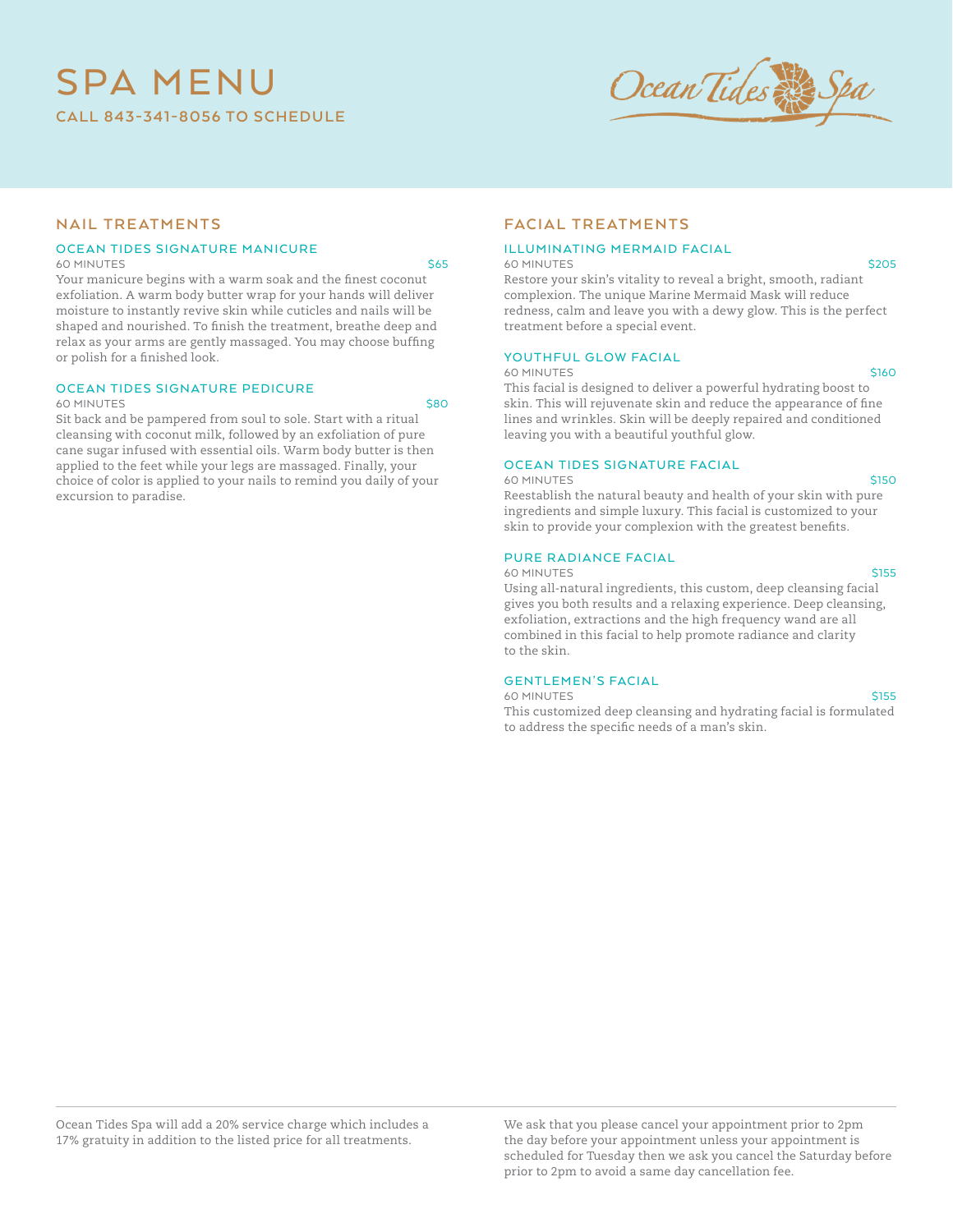# SPA MENU

CALL 843-341-8056 TO SCHEDULE

Ocean Tides Spa

## NAIL TREATMENTS

### OCEAN TIDES SIGNATURE MANICURE

60 MINUTES — $65

Your manicure begins with a warm soak and the finest coconut exfoliation. A warm body butter wrap for your hands will deliver moisture to instantly revive skin while cuticles and nails will be shaped and nourished. To finish the treatment, breathe deep and relax as your arms are gently massaged. You may choose buffing or polish for a finished look.

### OCEAN TIDES SIGNATURE PEDICURE

60 MINUTES — $80

Sit back and be pampered from soul to sole. Start with a ritual cleansing with coconut milk, followed by an exfoliation of pure cane sugar infused with essential oils. Warm body butter is then applied to the feet while your legs are massaged. Finally, your choice of color is applied to your nails to remind you daily of your excursion to paradise.

## FACIAL TREATMENTS

### ILLUMINATING MERMAID FACIAL

60 MINUTES — $205

Restore your skin's vitality to reveal a bright, smooth, radiant complexion. The unique Marine Mermaid Mask will reduce redness, calm and leave you with a dewy glow. This is the perfect treatment before a special event.

### YOUTHFUL GLOW FACIAL

60 MINUTES — $160

This facial is designed to deliver a powerful hydrating boost to skin. This will rejuvenate skin and reduce the appearance of fine lines and wrinkles. Skin will be deeply repaired and conditioned leaving you with a beautiful youthful glow.

### OCEAN TIDES SIGNATURE FACIAL

60 MINUTES — $150

Reestablish the natural beauty and health of your skin with pure ingredients and simple luxury. This facial is customized to your skin to provide your complexion with the greatest benefits.

### PURE RADIANCE FACIAL

60 MINUTES — $155

Using all-natural ingredients, this custom, deep cleansing facial gives you both results and a relaxing experience. Deep cleansing, exfoliation, extractions and the high frequency wand are all combined in this facial to help promote radiance and clarity to the skin.

### GENTLEMEN'S FACIAL

60 MINUTES — $155

This customized deep cleansing and hydrating facial is formulated to address the specific needs of a man's skin.

---

Ocean Tides Spa will add a 20% service charge which includes a 17% gratuity in addition to the listed price for all treatments.

We ask that you please cancel your appointment prior to 2pm the day before your appointment unless your appointment is scheduled for Tuesday then we ask you cancel the Saturday before prior to 2pm to avoid a same day cancellation fee.